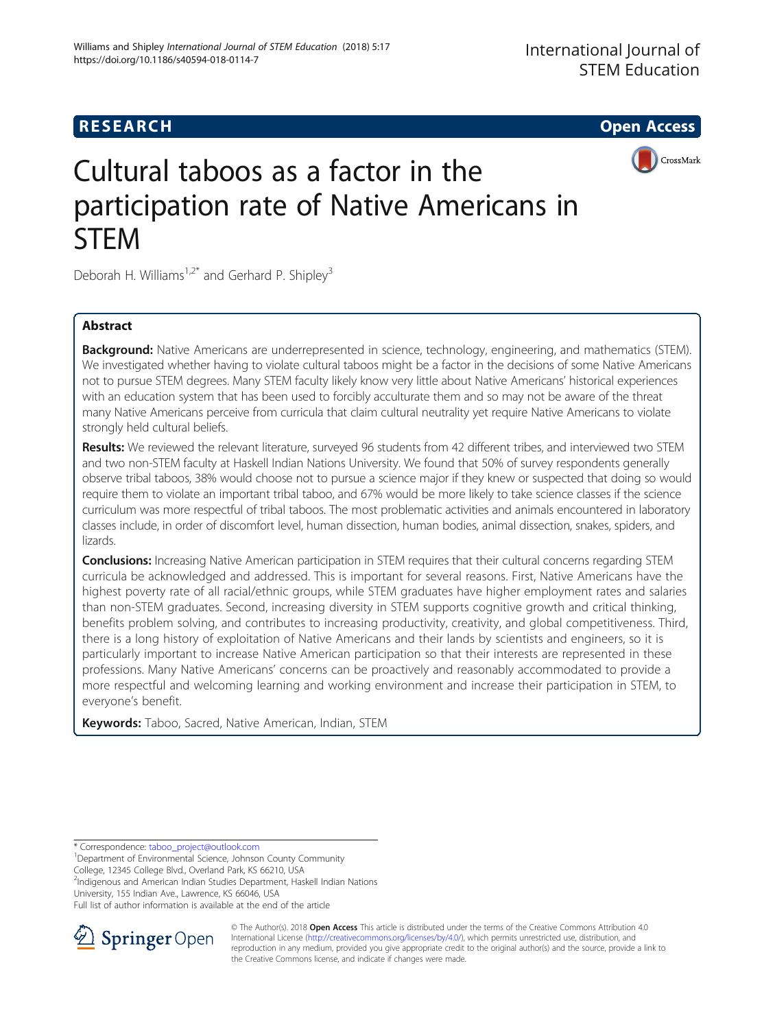**RESEARCH** **Open Access**

# Cultural taboos as a factor in the participation rate of Native Americans in STEM

Deborah H. Williams[1,2*] and Gerhard P. Shipley[3]

## Abstract

**Background:** Native Americans are underrepresented in science, technology, engineering, and mathematics (STEM). We investigated whether having to violate cultural taboos might be a factor in the decisions of some Native Americans not to pursue STEM degrees. Many STEM faculty likely know very little about Native Americans' historical experiences with an education system that has been used to forcibly acculturate them and so may not be aware of the threat many Native Americans perceive from curricula that claim cultural neutrality yet require Native Americans to violate strongly held cultural beliefs.

**Results:** We reviewed the relevant literature, surveyed 96 students from 42 different tribes, and interviewed two STEM and two non-STEM faculty at Haskell Indian Nations University. We found that 50% of survey respondents generally observe tribal taboos, 38% would choose not to pursue a science major if they knew or suspected that doing so would require them to violate an important tribal taboo, and 67% would be more likely to take science classes if the science curriculum was more respectful of tribal taboos. The most problematic activities and animals encountered in laboratory classes include, in order of discomfort level, human dissection, human bodies, animal dissection, snakes, spiders, and lizards.

**Conclusions:** Increasing Native American participation in STEM requires that their cultural concerns regarding STEM curricula be acknowledged and addressed. This is important for several reasons. First, Native Americans have the highest poverty rate of all racial/ethnic groups, while STEM graduates have higher employment rates and salaries than non-STEM graduates. Second, increasing diversity in STEM supports cognitive growth and critical thinking, benefits problem solving, and contributes to increasing productivity, creativity, and global competitiveness. Third, there is a long history of exploitation of Native Americans and their lands by scientists and engineers, so it is particularly important to increase Native American participation so that their interests are represented in these professions. Many Native Americans' concerns can be proactively and reasonably accommodated to provide a more respectful and welcoming learning and working environment and increase their participation in STEM, to everyone's benefit.

**Keywords:** Taboo, Sacred, Native American, Indian, STEM

* Correspondence: taboo_project@outlook.com

[1]Department of Environmental Science, Johnson County Community College, 12345 College Blvd., Overland Park, KS 66210, USA

[2]Indigenous and American Indian Studies Department, Haskell Indian Nations University, 155 Indian Ave., Lawrence, KS 66046, USA

Full list of author information is available at the end of the article

© The Author(s). 2018 **Open Access** This article is distributed under the terms of the Creative Commons Attribution 4.0 International License (http://creativecommons.org/licenses/by/4.0/), which permits unrestricted use, distribution, and reproduction in any medium, provided you give appropriate credit to the original author(s) and the source, provide a link to the Creative Commons license, and indicate if changes were made.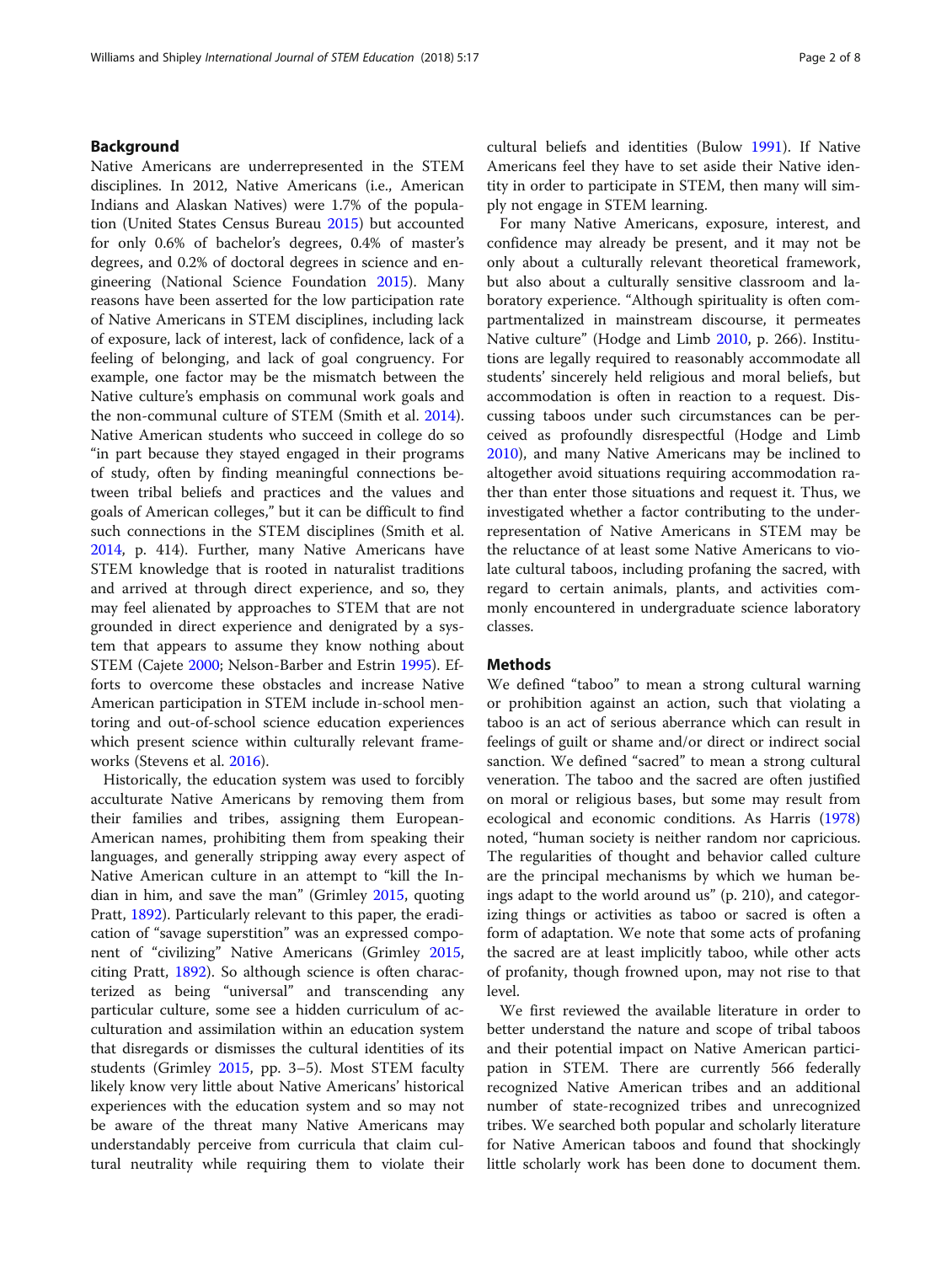## Background

Native Americans are underrepresented in the STEM disciplines. In 2012, Native Americans (i.e., American Indians and Alaskan Natives) were 1.7% of the population (United States Census Bureau 2015) but accounted for only 0.6% of bachelor's degrees, 0.4% of master's degrees, and 0.2% of doctoral degrees in science and engineering (National Science Foundation 2015). Many reasons have been asserted for the low participation rate of Native Americans in STEM disciplines, including lack of exposure, lack of interest, lack of confidence, lack of a feeling of belonging, and lack of goal congruency. For example, one factor may be the mismatch between the Native culture's emphasis on communal work goals and the non-communal culture of STEM (Smith et al. 2014). Native American students who succeed in college do so "in part because they stayed engaged in their programs of study, often by finding meaningful connections between tribal beliefs and practices and the values and goals of American colleges," but it can be difficult to find such connections in the STEM disciplines (Smith et al. 2014, p. 414). Further, many Native Americans have STEM knowledge that is rooted in naturalist traditions and arrived at through direct experience, and so, they may feel alienated by approaches to STEM that are not grounded in direct experience and denigrated by a system that appears to assume they know nothing about STEM (Cajete 2000; Nelson-Barber and Estrin 1995). Efforts to overcome these obstacles and increase Native American participation in STEM include in-school mentoring and out-of-school science education experiences which present science within culturally relevant frameworks (Stevens et al. 2016).

Historically, the education system was used to forcibly acculturate Native Americans by removing them from their families and tribes, assigning them European-American names, prohibiting them from speaking their languages, and generally stripping away every aspect of Native American culture in an attempt to "kill the Indian in him, and save the man" (Grimley 2015, quoting Pratt, 1892). Particularly relevant to this paper, the eradication of "savage superstition" was an expressed component of "civilizing" Native Americans (Grimley 2015, citing Pratt, 1892). So although science is often characterized as being "universal" and transcending any particular culture, some see a hidden curriculum of acculturation and assimilation within an education system that disregards or dismisses the cultural identities of its students (Grimley 2015, pp. 3–5). Most STEM faculty likely know very little about Native Americans' historical experiences with the education system and so may not be aware of the threat many Native Americans may understandably perceive from curricula that claim cultural neutrality while requiring them to violate their cultural beliefs and identities (Bulow 1991). If Native Americans feel they have to set aside their Native identity in order to participate in STEM, then many will simply not engage in STEM learning.

For many Native Americans, exposure, interest, and confidence may already be present, and it may not be only about a culturally relevant theoretical framework, but also about a culturally sensitive classroom and laboratory experience. "Although spirituality is often compartmentalized in mainstream discourse, it permeates Native culture" (Hodge and Limb 2010, p. 266). Institutions are legally required to reasonably accommodate all students' sincerely held religious and moral beliefs, but accommodation is often in reaction to a request. Discussing taboos under such circumstances can be perceived as profoundly disrespectful (Hodge and Limb 2010), and many Native Americans may be inclined to altogether avoid situations requiring accommodation rather than enter those situations and request it. Thus, we investigated whether a factor contributing to the underrepresentation of Native Americans in STEM may be the reluctance of at least some Native Americans to violate cultural taboos, including profaning the sacred, with regard to certain animals, plants, and activities commonly encountered in undergraduate science laboratory classes.

## Methods

We defined "taboo" to mean a strong cultural warning or prohibition against an action, such that violating a taboo is an act of serious aberrance which can result in feelings of guilt or shame and/or direct or indirect social sanction. We defined "sacred" to mean a strong cultural veneration. The taboo and the sacred are often justified on moral or religious bases, but some may result from ecological and economic conditions. As Harris (1978) noted, "human society is neither random nor capricious. The regularities of thought and behavior called culture are the principal mechanisms by which we human beings adapt to the world around us" (p. 210), and categorizing things or activities as taboo or sacred is often a form of adaptation. We note that some acts of profaning the sacred are at least implicitly taboo, while other acts of profanity, though frowned upon, may not rise to that level.

We first reviewed the available literature in order to better understand the nature and scope of tribal taboos and their potential impact on Native American participation in STEM. There are currently 566 federally recognized Native American tribes and an additional number of state-recognized tribes and unrecognized tribes. We searched both popular and scholarly literature for Native American taboos and found that shockingly little scholarly work has been done to document them.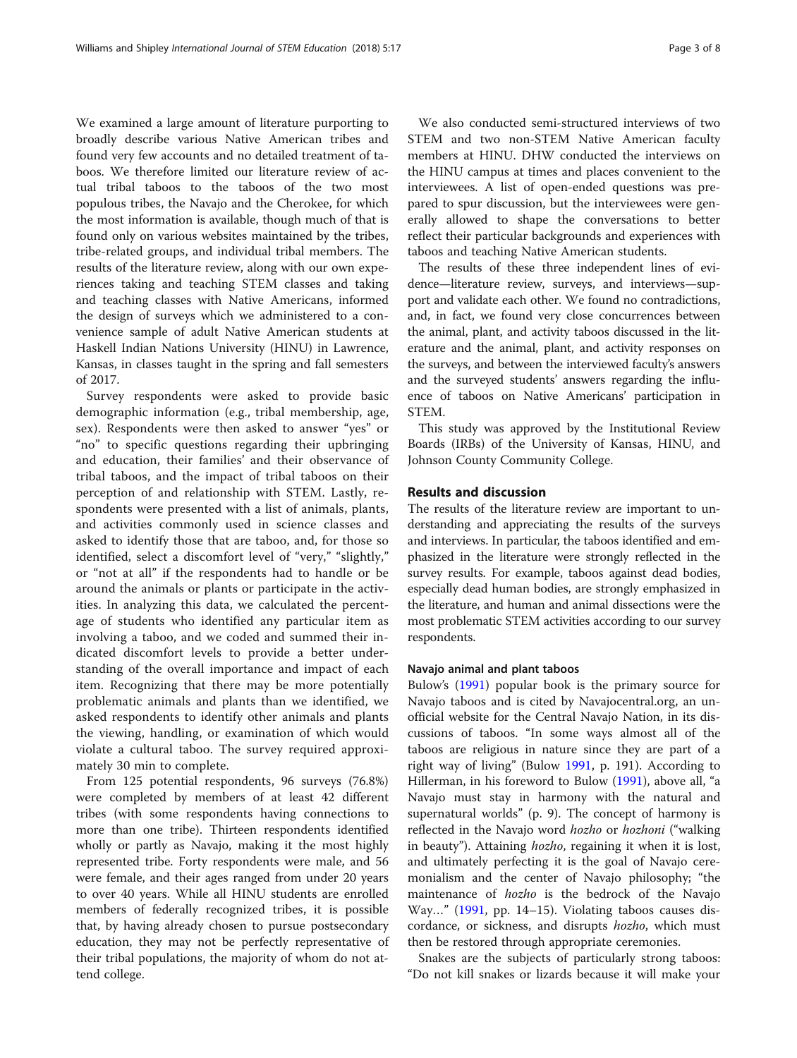We examined a large amount of literature purporting to broadly describe various Native American tribes and found very few accounts and no detailed treatment of taboos. We therefore limited our literature review of actual tribal taboos to the taboos of the two most populous tribes, the Navajo and the Cherokee, for which the most information is available, though much of that is found only on various websites maintained by the tribes, tribe-related groups, and individual tribal members. The results of the literature review, along with our own experiences taking and teaching STEM classes and taking and teaching classes with Native Americans, informed the design of surveys which we administered to a convenience sample of adult Native American students at Haskell Indian Nations University (HINU) in Lawrence, Kansas, in classes taught in the spring and fall semesters of 2017.

Survey respondents were asked to provide basic demographic information (e.g., tribal membership, age, sex). Respondents were then asked to answer "yes" or "no" to specific questions regarding their upbringing and education, their families' and their observance of tribal taboos, and the impact of tribal taboos on their perception of and relationship with STEM. Lastly, respondents were presented with a list of animals, plants, and activities commonly used in science classes and asked to identify those that are taboo, and, for those so identified, select a discomfort level of "very," "slightly," or "not at all" if the respondents had to handle or be around the animals or plants or participate in the activities. In analyzing this data, we calculated the percentage of students who identified any particular item as involving a taboo, and we coded and summed their indicated discomfort levels to provide a better understanding of the overall importance and impact of each item. Recognizing that there may be more potentially problematic animals and plants than we identified, we asked respondents to identify other animals and plants the viewing, handling, or examination of which would violate a cultural taboo. The survey required approximately 30 min to complete.

From 125 potential respondents, 96 surveys (76.8%) were completed by members of at least 42 different tribes (with some respondents having connections to more than one tribe). Thirteen respondents identified wholly or partly as Navajo, making it the most highly represented tribe. Forty respondents were male, and 56 were female, and their ages ranged from under 20 years to over 40 years. While all HINU students are enrolled members of federally recognized tribes, it is possible that, by having already chosen to pursue postsecondary education, they may not be perfectly representative of their tribal populations, the majority of whom do not attend college.

We also conducted semi-structured interviews of two STEM and two non-STEM Native American faculty members at HINU. DHW conducted the interviews on the HINU campus at times and places convenient to the interviewees. A list of open-ended questions was prepared to spur discussion, but the interviewees were generally allowed to shape the conversations to better reflect their particular backgrounds and experiences with taboos and teaching Native American students.

The results of these three independent lines of evidence—literature review, surveys, and interviews—support and validate each other. We found no contradictions, and, in fact, we found very close concurrences between the animal, plant, and activity taboos discussed in the literature and the animal, plant, and activity responses on the surveys, and between the interviewed faculty's answers and the surveyed students' answers regarding the influence of taboos on Native Americans' participation in STEM.

This study was approved by the Institutional Review Boards (IRBs) of the University of Kansas, HINU, and Johnson County Community College.

## Results and discussion

The results of the literature review are important to understanding and appreciating the results of the surveys and interviews. In particular, the taboos identified and emphasized in the literature were strongly reflected in the survey results. For example, taboos against dead bodies, especially dead human bodies, are strongly emphasized in the literature, and human and animal dissections were the most problematic STEM activities according to our survey respondents.

### Navajo animal and plant taboos

Bulow's (1991) popular book is the primary source for Navajo taboos and is cited by Navajocentral.org, an unofficial website for the Central Navajo Nation, in its discussions of taboos. "In some ways almost all of the taboos are religious in nature since they are part of a right way of living" (Bulow 1991, p. 191). According to Hillerman, in his foreword to Bulow (1991), above all, "a Navajo must stay in harmony with the natural and supernatural worlds" (p. 9). The concept of harmony is reflected in the Navajo word *hozho* or *hozhoni* ("walking in beauty"). Attaining *hozho*, regaining it when it is lost, and ultimately perfecting it is the goal of Navajo ceremonialism and the center of Navajo philosophy; "the maintenance of *hozho* is the bedrock of the Navajo Way…" (1991, pp. 14–15). Violating taboos causes discordance, or sickness, and disrupts *hozho*, which must then be restored through appropriate ceremonies.

Snakes are the subjects of particularly strong taboos: "Do not kill snakes or lizards because it will make your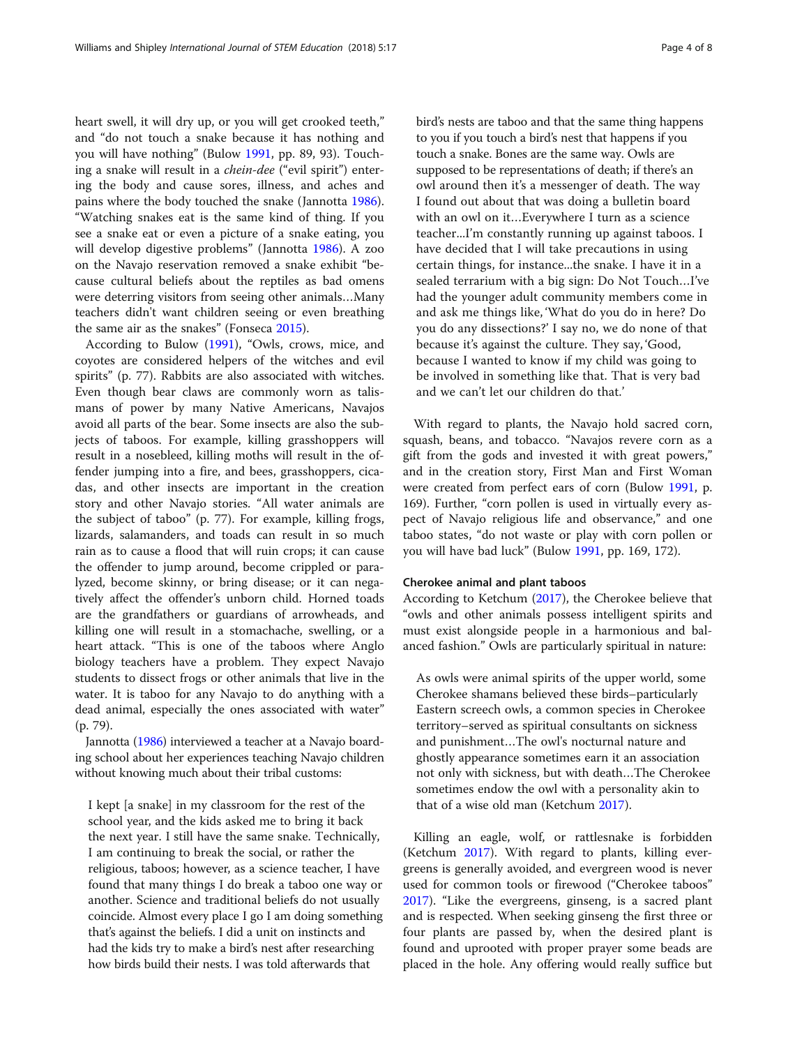heart swell, it will dry up, or you will get crooked teeth," and "do not touch a snake because it has nothing and you will have nothing" (Bulow 1991, pp. 89, 93). Touching a snake will result in a *chein-dee* ("evil spirit") entering the body and cause sores, illness, and aches and pains where the body touched the snake (Jannotta 1986). "Watching snakes eat is the same kind of thing. If you see a snake eat or even a picture of a snake eating, you will develop digestive problems" (Jannotta 1986). A zoo on the Navajo reservation removed a snake exhibit "because cultural beliefs about the reptiles as bad omens were deterring visitors from seeing other animals…Many teachers didn't want children seeing or even breathing the same air as the snakes" (Fonseca 2015).

According to Bulow (1991), "Owls, crows, mice, and coyotes are considered helpers of the witches and evil spirits" (p. 77). Rabbits are also associated with witches. Even though bear claws are commonly worn as talismans of power by many Native Americans, Navajos avoid all parts of the bear. Some insects are also the subjects of taboos. For example, killing grasshoppers will result in a nosebleed, killing moths will result in the offender jumping into a fire, and bees, grasshoppers, cicadas, and other insects are important in the creation story and other Navajo stories. "All water animals are the subject of taboo" (p. 77). For example, killing frogs, lizards, salamanders, and toads can result in so much rain as to cause a flood that will ruin crops; it can cause the offender to jump around, become crippled or paralyzed, become skinny, or bring disease; or it can negatively affect the offender's unborn child. Horned toads are the grandfathers or guardians of arrowheads, and killing one will result in a stomachache, swelling, or a heart attack. "This is one of the taboos where Anglo biology teachers have a problem. They expect Navajo students to dissect frogs or other animals that live in the water. It is taboo for any Navajo to do anything with a dead animal, especially the ones associated with water" (p. 79).

Jannotta (1986) interviewed a teacher at a Navajo boarding school about her experiences teaching Navajo children without knowing much about their tribal customs:

> I kept [a snake] in my classroom for the rest of the school year, and the kids asked me to bring it back the next year. I still have the same snake. Technically, I am continuing to break the social, or rather the religious, taboos; however, as a science teacher, I have found that many things I do break a taboo one way or another. Science and traditional beliefs do not usually coincide. Almost every place I go I am doing something that's against the beliefs. I did a unit on instincts and had the kids try to make a bird's nest after researching how birds build their nests. I was told afterwards that bird's nests are taboo and that the same thing happens to you if you touch a bird's nest that happens if you touch a snake. Bones are the same way. Owls are supposed to be representations of death; if there's an owl around then it's a messenger of death. The way I found out about that was doing a bulletin board with an owl on it…Everywhere I turn as a science teacher...I'm constantly running up against taboos. I have decided that I will take precautions in using certain things, for instance...the snake. I have it in a sealed terrarium with a big sign: Do Not Touch…I've had the younger adult community members come in and ask me things like, 'What do you do in here? Do you do any dissections?' I say no, we do none of that because it's against the culture. They say, 'Good, because I wanted to know if my child was going to be involved in something like that. That is very bad and we can't let our children do that.'

With regard to plants, the Navajo hold sacred corn, squash, beans, and tobacco. "Navajos revere corn as a gift from the gods and invested it with great powers," and in the creation story, First Man and First Woman were created from perfect ears of corn (Bulow 1991, p. 169). Further, "corn pollen is used in virtually every aspect of Navajo religious life and observance," and one taboo states, "do not waste or play with corn pollen or you will have bad luck" (Bulow 1991, pp. 169, 172).

### Cherokee animal and plant taboos

According to Ketchum (2017), the Cherokee believe that "owls and other animals possess intelligent spirits and must exist alongside people in a harmonious and balanced fashion." Owls are particularly spiritual in nature:

> As owls were animal spirits of the upper world, some Cherokee shamans believed these birds–particularly Eastern screech owls, a common species in Cherokee territory–served as spiritual consultants on sickness and punishment…The owl's nocturnal nature and ghostly appearance sometimes earn it an association not only with sickness, but with death…The Cherokee sometimes endow the owl with a personality akin to that of a wise old man (Ketchum 2017).

Killing an eagle, wolf, or rattlesnake is forbidden (Ketchum 2017). With regard to plants, killing evergreens is generally avoided, and evergreen wood is never used for common tools or firewood ("Cherokee taboos" 2017). "Like the evergreens, ginseng, is a sacred plant and is respected. When seeking ginseng the first three or four plants are passed by, when the desired plant is found and uprooted with proper prayer some beads are placed in the hole. Any offering would really suffice but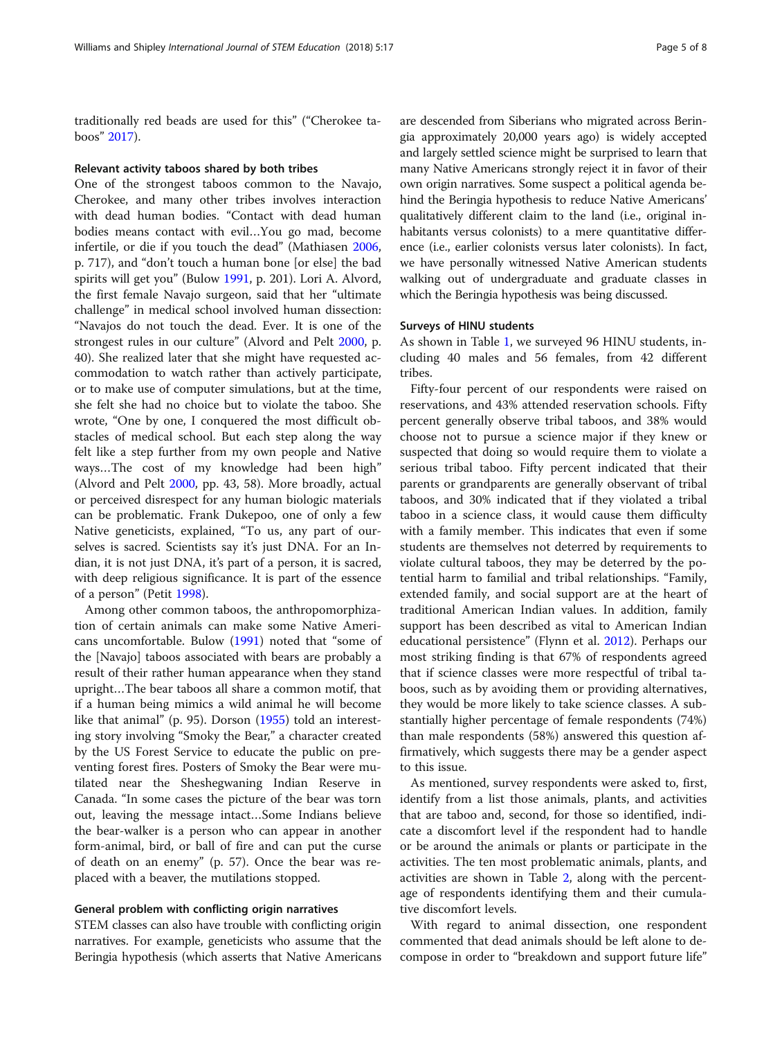traditionally red beads are used for this" ("Cherokee taboos" 2017).

### Relevant activity taboos shared by both tribes

One of the strongest taboos common to the Navajo, Cherokee, and many other tribes involves interaction with dead human bodies. "Contact with dead human bodies means contact with evil…You go mad, become infertile, or die if you touch the dead" (Mathiasen 2006, p. 717), and "don't touch a human bone [or else] the bad spirits will get you" (Bulow 1991, p. 201). Lori A. Alvord, the first female Navajo surgeon, said that her "ultimate challenge" in medical school involved human dissection: "Navajos do not touch the dead. Ever. It is one of the strongest rules in our culture" (Alvord and Pelt 2000, p. 40). She realized later that she might have requested accommodation to watch rather than actively participate, or to make use of computer simulations, but at the time, she felt she had no choice but to violate the taboo. She wrote, "One by one, I conquered the most difficult obstacles of medical school. But each step along the way felt like a step further from my own people and Native ways…The cost of my knowledge had been high" (Alvord and Pelt 2000, pp. 43, 58). More broadly, actual or perceived disrespect for any human biologic materials can be problematic. Frank Dukepoo, one of only a few Native geneticists, explained, "To us, any part of ourselves is sacred. Scientists say it's just DNA. For an Indian, it is not just DNA, it's part of a person, it is sacred, with deep religious significance. It is part of the essence of a person" (Petit 1998).

Among other common taboos, the anthropomorphization of certain animals can make some Native Americans uncomfortable. Bulow (1991) noted that "some of the [Navajo] taboos associated with bears are probably a result of their rather human appearance when they stand upright…The bear taboos all share a common motif, that if a human being mimics a wild animal he will become like that animal" (p. 95). Dorson (1955) told an interesting story involving "Smoky the Bear," a character created by the US Forest Service to educate the public on preventing forest fires. Posters of Smoky the Bear were mutilated near the Sheshegwaning Indian Reserve in Canada. "In some cases the picture of the bear was torn out, leaving the message intact…Some Indians believe the bear-walker is a person who can appear in another form-animal, bird, or ball of fire and can put the curse of death on an enemy" (p. 57). Once the bear was replaced with a beaver, the mutilations stopped.

### General problem with conflicting origin narratives

STEM classes can also have trouble with conflicting origin narratives. For example, geneticists who assume that the Beringia hypothesis (which asserts that Native Americans are descended from Siberians who migrated across Beringia approximately 20,000 years ago) is widely accepted and largely settled science might be surprised to learn that many Native Americans strongly reject it in favor of their own origin narratives. Some suspect a political agenda behind the Beringia hypothesis to reduce Native Americans' qualitatively different claim to the land (i.e., original inhabitants versus colonists) to a mere quantitative difference (i.e., earlier colonists versus later colonists). In fact, we have personally witnessed Native American students walking out of undergraduate and graduate classes in which the Beringia hypothesis was being discussed.

### Surveys of HINU students

As shown in Table 1, we surveyed 96 HINU students, including 40 males and 56 females, from 42 different tribes.

Fifty-four percent of our respondents were raised on reservations, and 43% attended reservation schools. Fifty percent generally observe tribal taboos, and 38% would choose not to pursue a science major if they knew or suspected that doing so would require them to violate a serious tribal taboo. Fifty percent indicated that their parents or grandparents are generally observant of tribal taboos, and 30% indicated that if they violated a tribal taboo in a science class, it would cause them difficulty with a family member. This indicates that even if some students are themselves not deterred by requirements to violate cultural taboos, they may be deterred by the potential harm to familial and tribal relationships. "Family, extended family, and social support are at the heart of traditional American Indian values. In addition, family support has been described as vital to American Indian educational persistence" (Flynn et al. 2012). Perhaps our most striking finding is that 67% of respondents agreed that if science classes were more respectful of tribal taboos, such as by avoiding them or providing alternatives, they would be more likely to take science classes. A substantially higher percentage of female respondents (74%) than male respondents (58%) answered this question affirmatively, which suggests there may be a gender aspect to this issue.

As mentioned, survey respondents were asked to, first, identify from a list those animals, plants, and activities that are taboo and, second, for those identified, indicate a discomfort level if the respondent had to handle or be around the animals or plants or participate in the activities. The ten most problematic animals, plants, and activities are shown in Table 2, along with the percentage of respondents identifying them and their cumulative discomfort levels.

With regard to animal dissection, one respondent commented that dead animals should be left alone to decompose in order to "breakdown and support future life"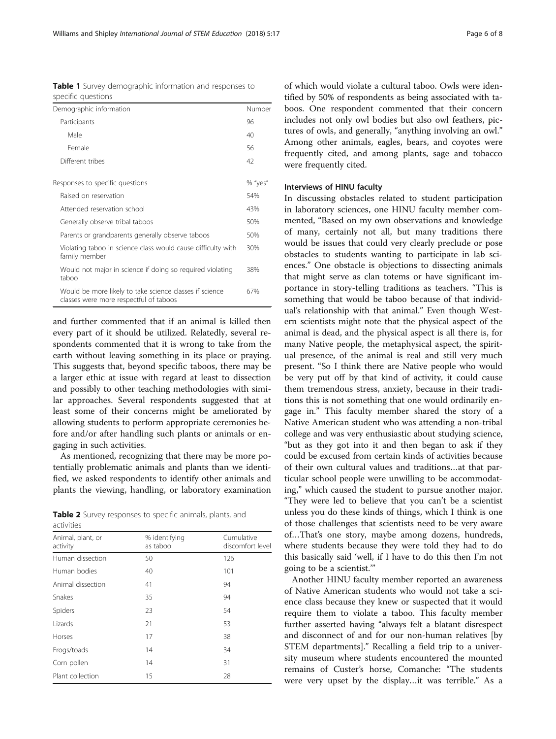**Table 1** Survey demographic information and responses to specific questions

| Demographic information | Number |
|---|---|
| Participants | 96 |
| Male | 40 |
| Female | 56 |
| Different tribes | 42 |
| Responses to specific questions | % "yes" |
| Raised on reservation | 54% |
| Attended reservation school | 43% |
| Generally observe tribal taboos | 50% |
| Parents or grandparents generally observe taboos | 50% |
| Violating taboo in science class would cause difficulty with family member | 30% |
| Would not major in science if doing so required violating taboo | 38% |
| Would be more likely to take science classes if science classes were more respectful of taboos | 67% |

and further commented that if an animal is killed then every part of it should be utilized. Relatedly, several respondents commented that it is wrong to take from the earth without leaving something in its place or praying. This suggests that, beyond specific taboos, there may be a larger ethic at issue with regard at least to dissection and possibly to other teaching methodologies with similar approaches. Several respondents suggested that at least some of their concerns might be ameliorated by allowing students to perform appropriate ceremonies before and/or after handling such plants or animals or engaging in such activities.

As mentioned, recognizing that there may be more potentially problematic animals and plants than we identified, we asked respondents to identify other animals and plants the viewing, handling, or laboratory examination of which would violate a cultural taboo. Owls were identified by 50% of respondents as being associated with taboos. One respondent commented that their concern includes not only owl bodies but also owl feathers, pictures of owls, and generally, "anything involving an owl." Among other animals, eagles, bears, and coyotes were frequently cited, and among plants, sage and tobacco were frequently cited.

**Table 2** Survey responses to specific animals, plants, and activities

| Animal, plant, or activity | % identifying as taboo | Cumulative discomfort level |
|---|---|---|
| Human dissection | 50 | 126 |
| Human bodies | 40 | 101 |
| Animal dissection | 41 | 94 |
| Snakes | 35 | 94 |
| Spiders | 23 | 54 |
| Lizards | 21 | 53 |
| Horses | 17 | 38 |
| Frogs/toads | 14 | 34 |
| Corn pollen | 14 | 31 |
| Plant collection | 15 | 28 |

### Interviews of HINU faculty

In discussing obstacles related to student participation in laboratory sciences, one HINU faculty member commented, "Based on my own observations and knowledge of many, certainly not all, but many traditions there would be issues that could very clearly preclude or pose obstacles to students wanting to participate in lab sciences." One obstacle is objections to dissecting animals that might serve as clan totems or have significant importance in story-telling traditions as teachers. "This is something that would be taboo because of that individual's relationship with that animal." Even though Western scientists might note that the physical aspect of the animal is dead, and the physical aspect is all there is, for many Native people, the metaphysical aspect, the spiritual presence, of the animal is real and still very much present. "So I think there are Native people who would be very put off by that kind of activity, it could cause them tremendous stress, anxiety, because in their traditions this is not something that one would ordinarily engage in." This faculty member shared the story of a Native American student who was attending a non-tribal college and was very enthusiastic about studying science, "but as they got into it and then began to ask if they could be excused from certain kinds of activities because of their own cultural values and traditions…at that particular school people were unwilling to be accommodating," which caused the student to pursue another major. "They were led to believe that you can't be a scientist unless you do these kinds of things, which I think is one of those challenges that scientists need to be very aware of…That's one story, maybe among dozens, hundreds, where students because they were told they had to do this basically said 'well, if I have to do this then I'm not going to be a scientist.'"

Another HINU faculty member reported an awareness of Native American students who would not take a science class because they knew or suspected that it would require them to violate a taboo. This faculty member further asserted having "always felt a blatant disrespect and disconnect of and for our non-human relatives [by STEM departments]." Recalling a field trip to a university museum where students encountered the mounted remains of Custer's horse, Comanche: "The students were very upset by the display…it was terrible." As a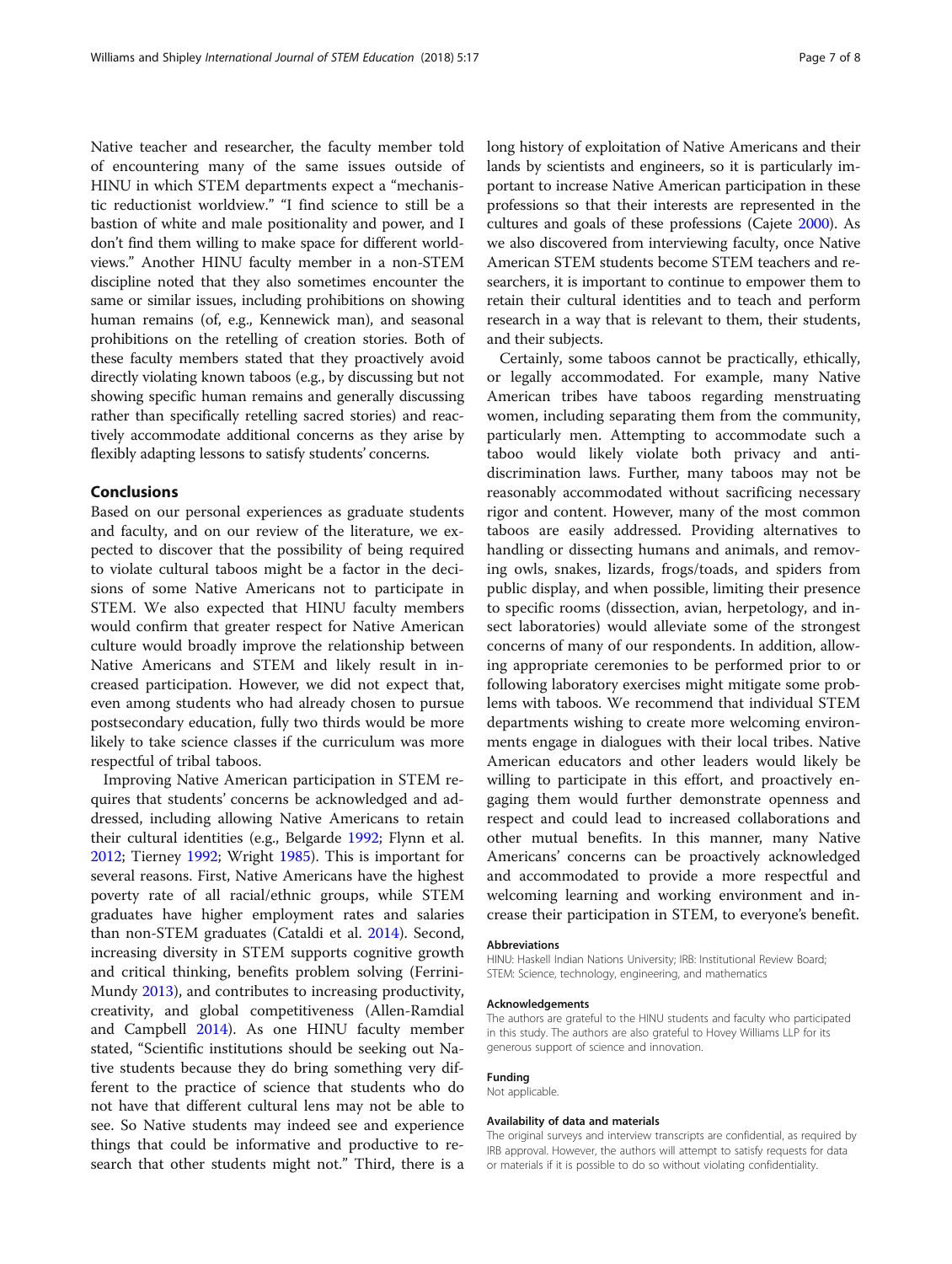Native teacher and researcher, the faculty member told of encountering many of the same issues outside of HINU in which STEM departments expect a "mechanistic reductionist worldview." "I find science to still be a bastion of white and male positionality and power, and I don't find them willing to make space for different worldviews." Another HINU faculty member in a non-STEM discipline noted that they also sometimes encounter the same or similar issues, including prohibitions on showing human remains (of, e.g., Kennewick man), and seasonal prohibitions on the retelling of creation stories. Both of these faculty members stated that they proactively avoid directly violating known taboos (e.g., by discussing but not showing specific human remains and generally discussing rather than specifically retelling sacred stories) and reactively accommodate additional concerns as they arise by flexibly adapting lessons to satisfy students' concerns.

## Conclusions

Based on our personal experiences as graduate students and faculty, and on our review of the literature, we expected to discover that the possibility of being required to violate cultural taboos might be a factor in the decisions of some Native Americans not to participate in STEM. We also expected that HINU faculty members would confirm that greater respect for Native American culture would broadly improve the relationship between Native Americans and STEM and likely result in increased participation. However, we did not expect that, even among students who had already chosen to pursue postsecondary education, fully two thirds would be more likely to take science classes if the curriculum was more respectful of tribal taboos.

Improving Native American participation in STEM requires that students' concerns be acknowledged and addressed, including allowing Native Americans to retain their cultural identities (e.g., Belgarde 1992; Flynn et al. 2012; Tierney 1992; Wright 1985). This is important for several reasons. First, Native Americans have the highest poverty rate of all racial/ethnic groups, while STEM graduates have higher employment rates and salaries than non-STEM graduates (Cataldi et al. 2014). Second, increasing diversity in STEM supports cognitive growth and critical thinking, benefits problem solving (Ferrini-Mundy 2013), and contributes to increasing productivity, creativity, and global competitiveness (Allen-Ramdial and Campbell 2014). As one HINU faculty member stated, "Scientific institutions should be seeking out Native students because they do bring something very different to the practice of science that students who do not have that different cultural lens may not be able to see. So Native students may indeed see and experience things that could be informative and productive to research that other students might not." Third, there is a long history of exploitation of Native Americans and their lands by scientists and engineers, so it is particularly important to increase Native American participation in these professions so that their interests are represented in the cultures and goals of these professions (Cajete 2000). As we also discovered from interviewing faculty, once Native American STEM students become STEM teachers and researchers, it is important to continue to empower them to retain their cultural identities and to teach and perform research in a way that is relevant to them, their students, and their subjects.

Certainly, some taboos cannot be practically, ethically, or legally accommodated. For example, many Native American tribes have taboos regarding menstruating women, including separating them from the community, particularly men. Attempting to accommodate such a taboo would likely violate both privacy and anti-discrimination laws. Further, many taboos may not be reasonably accommodated without sacrificing necessary rigor and content. However, many of the most common taboos are easily addressed. Providing alternatives to handling or dissecting humans and animals, and removing owls, snakes, lizards, frogs/toads, and spiders from public display, and when possible, limiting their presence to specific rooms (dissection, avian, herpetology, and insect laboratories) would alleviate some of the strongest concerns of many of our respondents. In addition, allowing appropriate ceremonies to be performed prior to or following laboratory exercises might mitigate some problems with taboos. We recommend that individual STEM departments wishing to create more welcoming environments engage in dialogues with their local tribes. Native American educators and other leaders would likely be willing to participate in this effort, and proactively engaging them would further demonstrate openness and respect and could lead to increased collaborations and other mutual benefits. In this manner, many Native Americans' concerns can be proactively acknowledged and accommodated to provide a more respectful and welcoming learning and working environment and increase their participation in STEM, to everyone's benefit.

#### Abbreviations

HINU: Haskell Indian Nations University; IRB: Institutional Review Board; STEM: Science, technology, engineering, and mathematics

#### Acknowledgements

The authors are grateful to the HINU students and faculty who participated in this study. The authors are also grateful to Hovey Williams LLP for its generous support of science and innovation.

#### Funding

Not applicable.

#### Availability of data and materials

The original surveys and interview transcripts are confidential, as required by IRB approval. However, the authors will attempt to satisfy requests for data or materials if it is possible to do so without violating confidentiality.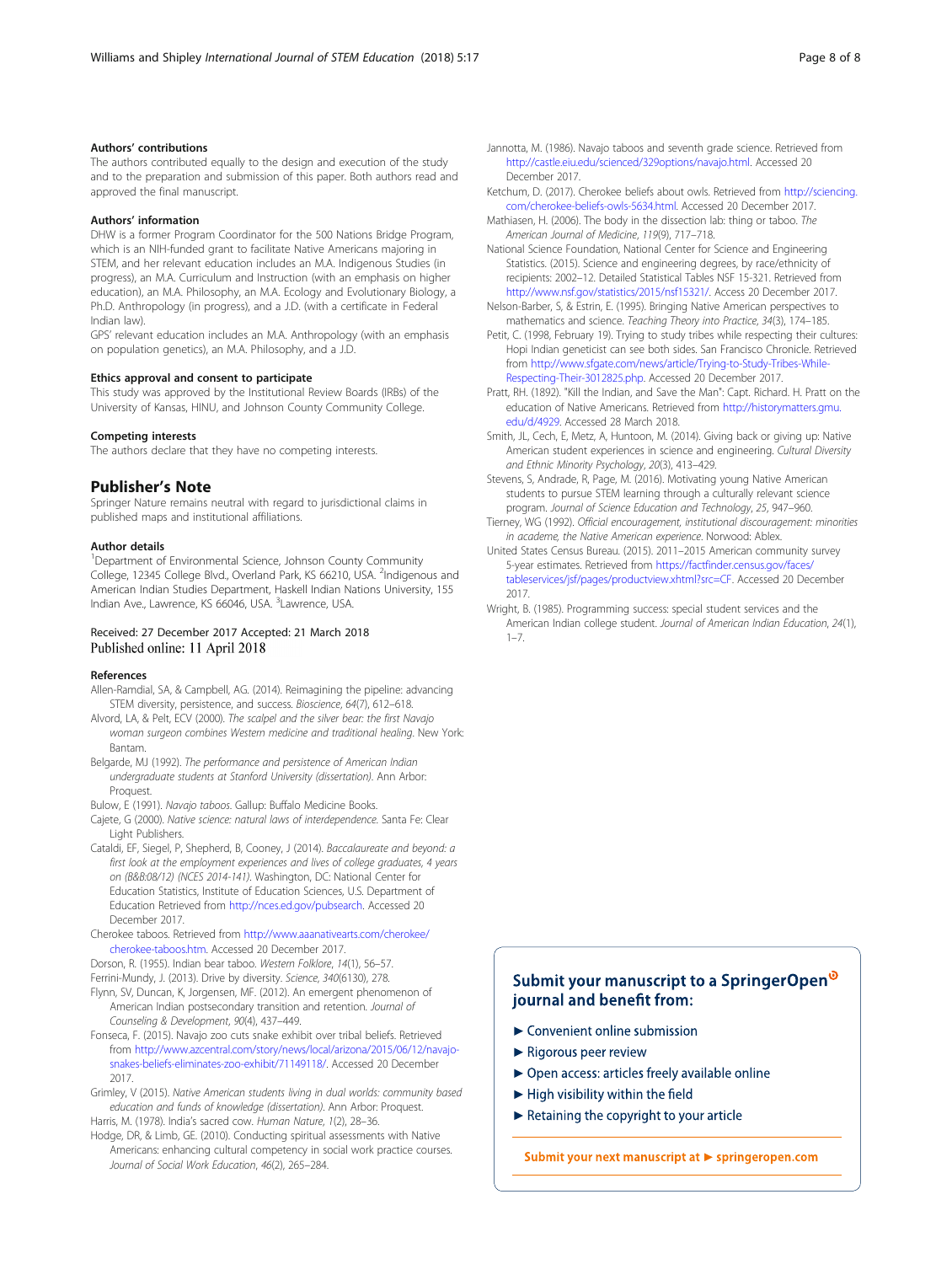### Authors' contributions

The authors contributed equally to the design and execution of the study and to the preparation and submission of this paper. Both authors read and approved the final manuscript.

### Authors' information

DHW is a former Program Coordinator for the 500 Nations Bridge Program, which is an NIH-funded grant to facilitate Native Americans majoring in STEM, and her relevant education includes an M.A. Indigenous Studies (in progress), an M.A. Curriculum and Instruction (with an emphasis on higher education), an M.A. Philosophy, an M.A. Ecology and Evolutionary Biology, a Ph.D. Anthropology (in progress), and a J.D. (with a certificate in Federal Indian law).

GPS' relevant education includes an M.A. Anthropology (with an emphasis on population genetics), an M.A. Philosophy, and a J.D.

### Ethics approval and consent to participate

This study was approved by the Institutional Review Boards (IRBs) of the University of Kansas, HINU, and Johnson County Community College.

### Competing interests

The authors declare that they have no competing interests.

## Publisher's Note

Springer Nature remains neutral with regard to jurisdictional claims in published maps and institutional affiliations.

### Author details

[1]Department of Environmental Science, Johnson County Community College, 12345 College Blvd., Overland Park, KS 66210, USA. [2]Indigenous and American Indian Studies Department, Haskell Indian Nations University, 155 Indian Ave., Lawrence, KS 66046, USA. [3]Lawrence, USA.

Received: 27 December 2017 Accepted: 21 March 2018
Published online: 11 April 2018

### References

Allen-Ramdial, SA, & Campbell, AG. (2014). Reimagining the pipeline: advancing STEM diversity, persistence, and success. *Bioscience*, *64*(7), 612–618.

Alvord, LA, & Pelt, ECV (2000). *The scalpel and the silver bear: the first Navajo woman surgeon combines Western medicine and traditional healing*. New York: Bantam.

Belgarde, MJ (1992). *The performance and persistence of American Indian undergraduate students at Stanford University (dissertation)*. Ann Arbor: Proquest.

Bulow, E (1991). *Navajo taboos*. Gallup: Buffalo Medicine Books.

Cajete, G (2000). *Native science: natural laws of interdependence*. Santa Fe: Clear Light Publishers.

Cataldi, EF, Siegel, P, Shepherd, B, Cooney, J (2014). *Baccalaureate and beyond: a first look at the employment experiences and lives of college graduates, 4 years on (B&B:08/12) (NCES 2014-141)*. Washington, DC: National Center for Education Statistics, Institute of Education Sciences, U.S. Department of Education Retrieved from http://nces.ed.gov/pubsearch. Accessed 20 December 2017.

Cherokee taboos. Retrieved from http://www.aaanativearts.com/cherokee/cherokee-taboos.htm. Accessed 20 December 2017.

Dorson, R. (1955). Indian bear taboo. *Western Folklore*, *14*(1), 56–57.

Ferrini-Mundy, J. (2013). Drive by diversity. *Science*, *340*(6130), 278.

Flynn, SV, Duncan, K, Jorgensen, MF. (2012). An emergent phenomenon of American Indian postsecondary transition and retention. *Journal of Counseling & Development*, *90*(4), 437–449.

Fonseca, F. (2015). Navajo zoo cuts snake exhibit over tribal beliefs. Retrieved from http://www.azcentral.com/story/news/local/arizona/2015/06/12/navajo-snakes-beliefs-eliminates-zoo-exhibit/71149118/. Accessed 20 December 2017.

Grimley, V (2015). *Native American students living in dual worlds: community based education and funds of knowledge (dissertation)*. Ann Arbor: Proquest.

Harris, M. (1978). India's sacred cow. *Human Nature*, *1*(2), 28–36.

Hodge, DR, & Limb, GE. (2010). Conducting spiritual assessments with Native Americans: enhancing cultural competency in social work practice courses. *Journal of Social Work Education*, *46*(2), 265–284.

Jannotta, M. (1986). Navajo taboos and seventh grade science. Retrieved from http://castle.eiu.edu/scienced/329options/navajo.html. Accessed 20 December 2017.

Ketchum, D. (2017). Cherokee beliefs about owls. Retrieved from http://sciencing.com/cherokee-beliefs-owls-5634.html. Accessed 20 December 2017.

Mathiasen, H. (2006). The body in the dissection lab: thing or taboo. *The American Journal of Medicine*, *119*(9), 717–718.

National Science Foundation, National Center for Science and Engineering Statistics. (2015). Science and engineering degrees, by race/ethnicity of recipients: 2002–12. Detailed Statistical Tables NSF 15-321. Retrieved from http://www.nsf.gov/statistics/2015/nsf15321/. Access 20 December 2017.

Nelson-Barber, S, & Estrin, E. (1995). Bringing Native American perspectives to mathematics and science. *Teaching Theory into Practice*, *34*(3), 174–185.

Petit, C. (1998, February 19). Trying to study tribes while respecting their cultures: Hopi Indian geneticist can see both sides. San Francisco Chronicle. Retrieved from http://www.sfgate.com/news/article/Trying-to-Study-Tribes-While-Respecting-Their-3012825.php. Accessed 20 December 2017.

Pratt, RH. (1892). "Kill the Indian, and Save the Man": Capt. Richard. H. Pratt on the education of Native Americans. Retrieved from http://historymatters.gmu.edu/d/4929. Accessed 28 March 2018.

Smith, JL, Cech, E, Metz, A, Huntoon, M. (2014). Giving back or giving up: Native American student experiences in science and engineering. *Cultural Diversity and Ethnic Minority Psychology*, *20*(3), 413–429.

Stevens, S, Andrade, R, Page, M. (2016). Motivating young Native American students to pursue STEM learning through a culturally relevant science program. *Journal of Science Education and Technology*, *25*, 947–960.

Tierney, WG (1992). *Official encouragement, institutional discouragement: minorities in academe, the Native American experience*. Norwood: Ablex.

United States Census Bureau. (2015). 2011–2015 American community survey 5-year estimates. Retrieved from https://factfinder.census.gov/faces/tableservices/jsf/pages/productview.xhtml?src=CF. Accessed 20 December 2017.

Wright, B. (1985). Programming success: special student services and the American Indian college student. *Journal of American Indian Education*, *24*(1), 1–7.

**Submit your manuscript to a SpringerOpen journal and benefit from:**

- ► Convenient online submission
- ► Rigorous peer review
- ► Open access: articles freely available online
- ► High visibility within the field
- ► Retaining the copyright to your article

**Submit your next manuscript at ► springeropen.com**